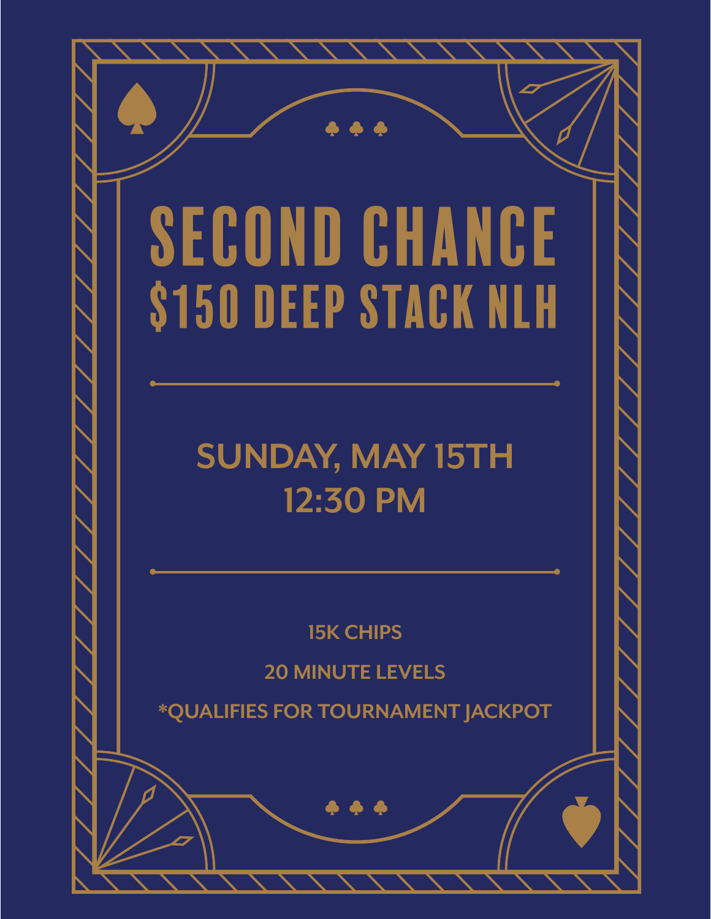# SECOND CHANCE
# $150 DEEP STACK NLH

---

## SUNDAY, MAY 15TH
## 12:30 PM

---

15K CHIPS

20 MINUTE LEVELS

*QUALIFIES FOR TOURNAMENT JACKPOT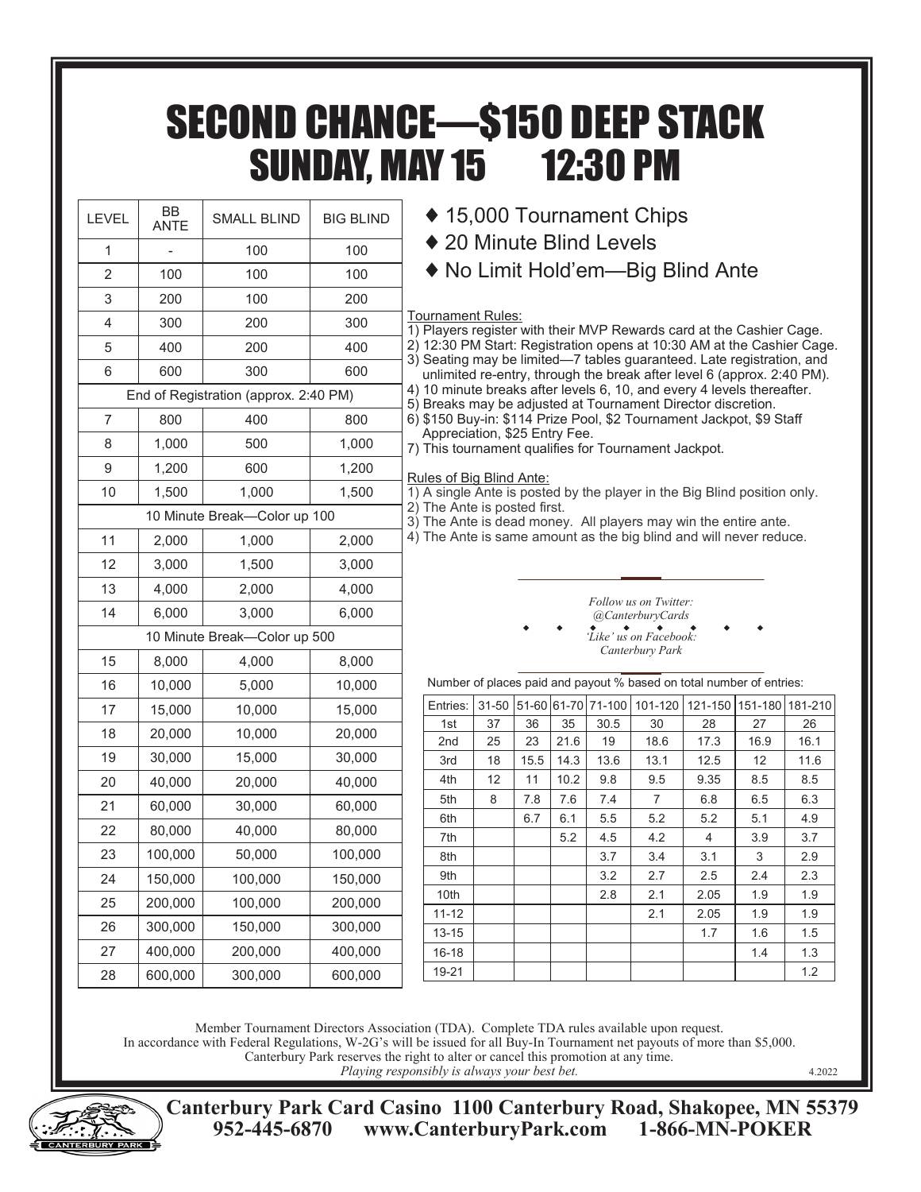# SECOND CHANCE—$150 DEEP STACK
## SUNDAY, MAY 15 12:30 PM

| LEVEL | BB ANTE | SMALL BLIND | BIG BLIND |
|---|---|---|---|
| 1 | - | 100 | 100 |
| 2 | 100 | 100 | 100 |
| 3 | 200 | 100 | 200 |
| 4 | 300 | 200 | 300 |
| 5 | 400 | 200 | 400 |
| 6 | 600 | 300 | 600 |
| End of Registration (approx. 2:40 PM) | | | |
| 7 | 800 | 400 | 800 |
| 8 | 1,000 | 500 | 1,000 |
| 9 | 1,200 | 600 | 1,200 |
| 10 | 1,500 | 1,000 | 1,500 |
| 10 Minute Break—Color up 100 | | | |
| 11 | 2,000 | 1,000 | 2,000 |
| 12 | 3,000 | 1,500 | 3,000 |
| 13 | 4,000 | 2,000 | 4,000 |
| 14 | 6,000 | 3,000 | 6,000 |
| 10 Minute Break—Color up 500 | | | |
| 15 | 8,000 | 4,000 | 8,000 |
| 16 | 10,000 | 5,000 | 10,000 |
| 17 | 15,000 | 10,000 | 15,000 |
| 18 | 20,000 | 10,000 | 20,000 |
| 19 | 30,000 | 15,000 | 30,000 |
| 20 | 40,000 | 20,000 | 40,000 |
| 21 | 60,000 | 30,000 | 60,000 |
| 22 | 80,000 | 40,000 | 80,000 |
| 23 | 100,000 | 50,000 | 100,000 |
| 24 | 150,000 | 100,000 | 150,000 |
| 25 | 200,000 | 100,000 | 200,000 |
| 26 | 300,000 | 150,000 | 300,000 |
| 27 | 400,000 | 200,000 | 400,000 |
| 28 | 600,000 | 300,000 | 600,000 |

- ♦ 15,000 Tournament Chips
- ♦ 20 Minute Blind Levels
- ♦ No Limit Hold'em—Big Blind Ante

Tournament Rules:
1) Players register with their MVP Rewards card at the Cashier Cage.
2) 12:30 PM Start: Registration opens at 10:30 AM at the Cashier Cage.
3) Seating may be limited—7 tables guaranteed. Late registration, and unlimited re-entry, through the break after level 6 (approx. 2:40 PM).
4) 10 minute breaks after levels 6, 10, and every 4 levels thereafter.
5) Breaks may be adjusted at Tournament Director discretion.
6) $150 Buy-in: $114 Prize Pool, $2 Tournament Jackpot, $9 Staff Appreciation, $25 Entry Fee.
7) This tournament qualifies for Tournament Jackpot.

Rules of Big Blind Ante:
1) A single Ante is posted by the player in the Big Blind position only.
2) The Ante is posted first.
3) The Ante is dead money. All players may win the entire ante.
4) The Ante is same amount as the big blind and will never reduce.

*Follow us on Twitter: @CanterburyCards*
*'Like' us on Facebook: Canterbury Park*

Number of places paid and payout % based on total number of entries:

| Entries: | 31-50 | 51-60 | 61-70 | 71-100 | 101-120 | 121-150 | 151-180 | 181-210 |
|---|---|---|---|---|---|---|---|---|
| 1st | 37 | 36 | 35 | 30.5 | 30 | 28 | 27 | 26 |
| 2nd | 25 | 23 | 21.6 | 19 | 18.6 | 17.3 | 16.9 | 16.1 |
| 3rd | 18 | 15.5 | 14.3 | 13.6 | 13.1 | 12.5 | 12 | 11.6 |
| 4th | 12 | 11 | 10.2 | 9.8 | 9.5 | 9.35 | 8.5 | 8.5 |
| 5th | 8 | 7.8 | 7.6 | 7.4 | 7 | 6.8 | 6.5 | 6.3 |
| 6th | | 6.7 | 6.1 | 5.5 | 5.2 | 5.2 | 5.1 | 4.9 |
| 7th | | | 5.2 | 4.5 | 4.2 | 4 | 3.9 | 3.7 |
| 8th | | | | 3.7 | 3.4 | 3.1 | 3 | 2.9 |
| 9th | | | | 3.2 | 2.7 | 2.5 | 2.4 | 2.3 |
| 10th | | | | 2.8 | 2.1 | 2.05 | 1.9 | 1.9 |
| 11-12 | | | | | 2.1 | 2.05 | 1.9 | 1.9 |
| 13-15 | | | | | | 1.7 | 1.6 | 1.5 |
| 16-18 | | | | | | | 1.4 | 1.3 |
| 19-21 | | | | | | | | 1.2 |

Member Tournament Directors Association (TDA). Complete TDA rules available upon request.
In accordance with Federal Regulations, W-2G's will be issued for all Buy-In Tournament net payouts of more than $5,000.
Canterbury Park reserves the right to alter or cancel this promotion at any time.
*Playing responsibly is always your best bet.*

4.2022

**Canterbury Park Card Casino 1100 Canterbury Road, Shakopee, MN 55379**
**952-445-6870 www.CanterburyPark.com 1-866-MN-POKER**